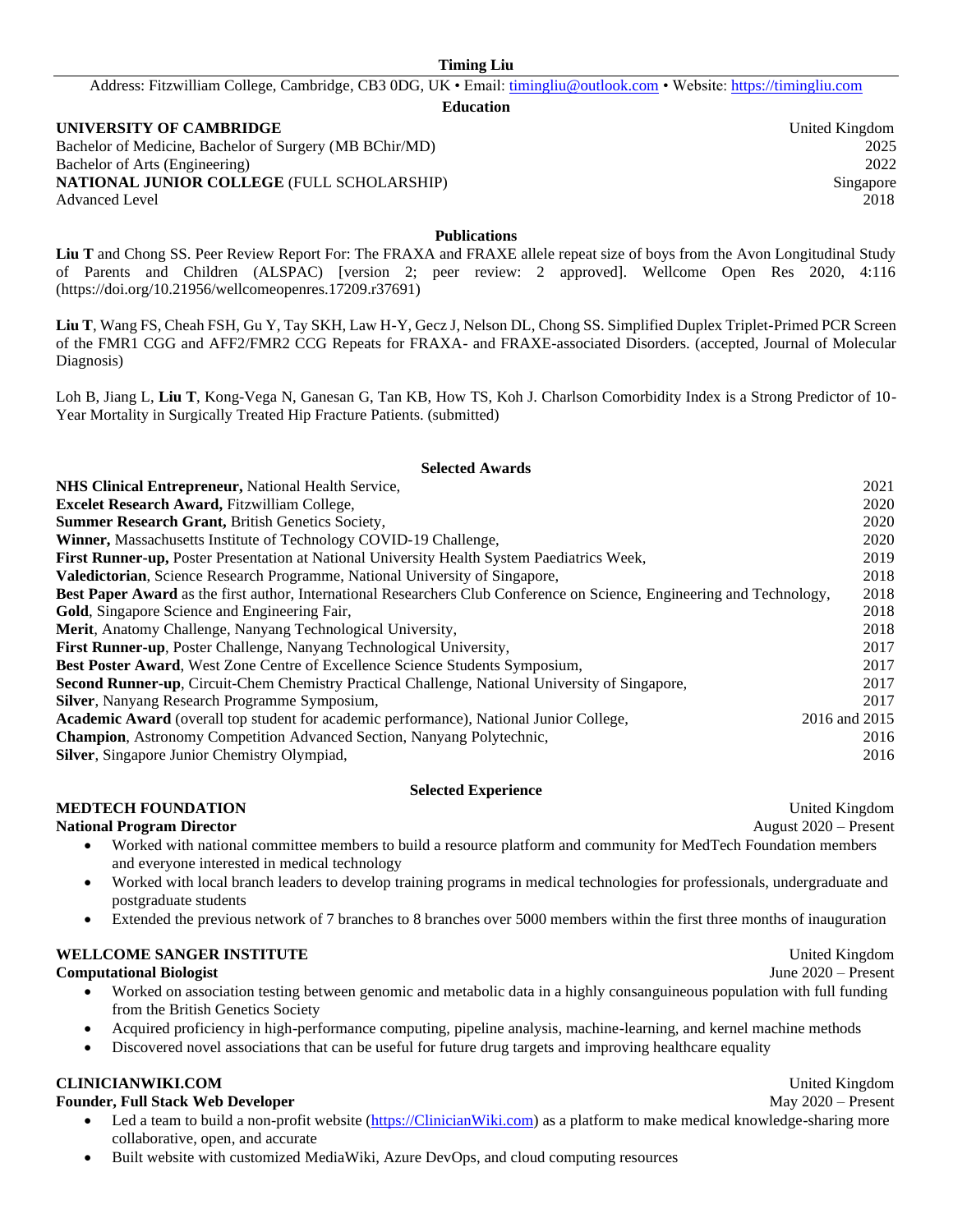# Timing Liu

Address: Fitzwilliam College, Cambridge, CB3 0DG, UK • Email: timingliu@outlook.com • Website: https://timingliu.com

## Education

**UNIVERSITY OF CAMBRIDGE** — United Kingdom

Bachelor of Medicine, Bachelor of Surgery (MB BChir/MD) — 2025

Bachelor of Arts (Engineering) — 2022

**NATIONAL JUNIOR COLLEGE** (FULL SCHOLARSHIP) — Singapore

Advanced Level — 2018

## Publications

**Liu T** and Chong SS. Peer Review Report For: The FRAXA and FRAXE allele repeat size of boys from the Avon Longitudinal Study of Parents and Children (ALSPAC) [version 2; peer review: 2 approved]. Wellcome Open Res 2020, 4:116 (https://doi.org/10.21956/wellcomeopenres.17209.r37691)

**Liu T**, Wang FS, Cheah FSH, Gu Y, Tay SKH, Law H-Y, Gecz J, Nelson DL, Chong SS. Simplified Duplex Triplet-Primed PCR Screen of the FMR1 CGG and AFF2/FMR2 CCG Repeats for FRAXA- and FRAXE-associated Disorders. (accepted, Journal of Molecular Diagnosis)

Loh B, Jiang L, **Liu T**, Kong-Vega N, Ganesan G, Tan KB, How TS, Koh J. Charlson Comorbidity Index is a Strong Predictor of 10-Year Mortality in Surgically Treated Hip Fracture Patients. (submitted)

## Selected Awards

- **NHS Clinical Entrepreneur,** National Health Service, — 2021
- **Excelet Research Award,** Fitzwilliam College, — 2020
- **Summer Research Grant,** British Genetics Society, — 2020
- **Winner,** Massachusetts Institute of Technology COVID-19 Challenge, — 2020
- **First Runner-up,** Poster Presentation at National University Health System Paediatrics Week, — 2019
- **Valedictorian**, Science Research Programme, National University of Singapore, — 2018
- **Best Paper Award** as the first author, International Researchers Club Conference on Science, Engineering and Technology, — 2018
- **Gold**, Singapore Science and Engineering Fair, — 2018
- **Merit**, Anatomy Challenge, Nanyang Technological University, — 2018
- **First Runner-up**, Poster Challenge, Nanyang Technological University, — 2017
- **Best Poster Award**, West Zone Centre of Excellence Science Students Symposium, — 2017
- **Second Runner-up**, Circuit-Chem Chemistry Practical Challenge, National University of Singapore, — 2017
- **Silver**, Nanyang Research Programme Symposium, — 2017
- **Academic Award** (overall top student for academic performance), National Junior College, — 2016 and 2015
- **Champion**, Astronomy Competition Advanced Section, Nanyang Polytechnic, — 2016
- **Silver**, Singapore Junior Chemistry Olympiad, — 2016

## Selected Experience

**MEDTECH FOUNDATION** — United Kingdom

**National Program Director** — August 2020 – Present

- Worked with national committee members to build a resource platform and community for MedTech Foundation members and everyone interested in medical technology
- Worked with local branch leaders to develop training programs in medical technologies for professionals, undergraduate and postgraduate students
- Extended the previous network of 7 branches to 8 branches over 5000 members within the first three months of inauguration

**WELLCOME SANGER INSTITUTE** — United Kingdom

**Computational Biologist** — June 2020 – Present

- Worked on association testing between genomic and metabolic data in a highly consanguineous population with full funding from the British Genetics Society
- Acquired proficiency in high-performance computing, pipeline analysis, machine-learning, and kernel machine methods
- Discovered novel associations that can be useful for future drug targets and improving healthcare equality

**CLINICIANWIKI.COM** — United Kingdom

**Founder, Full Stack Web Developer** — May 2020 – Present

- Led a team to build a non-profit website (https://ClinicianWiki.com) as a platform to make medical knowledge-sharing more collaborative, open, and accurate
- Built website with customized MediaWiki, Azure DevOps, and cloud computing resources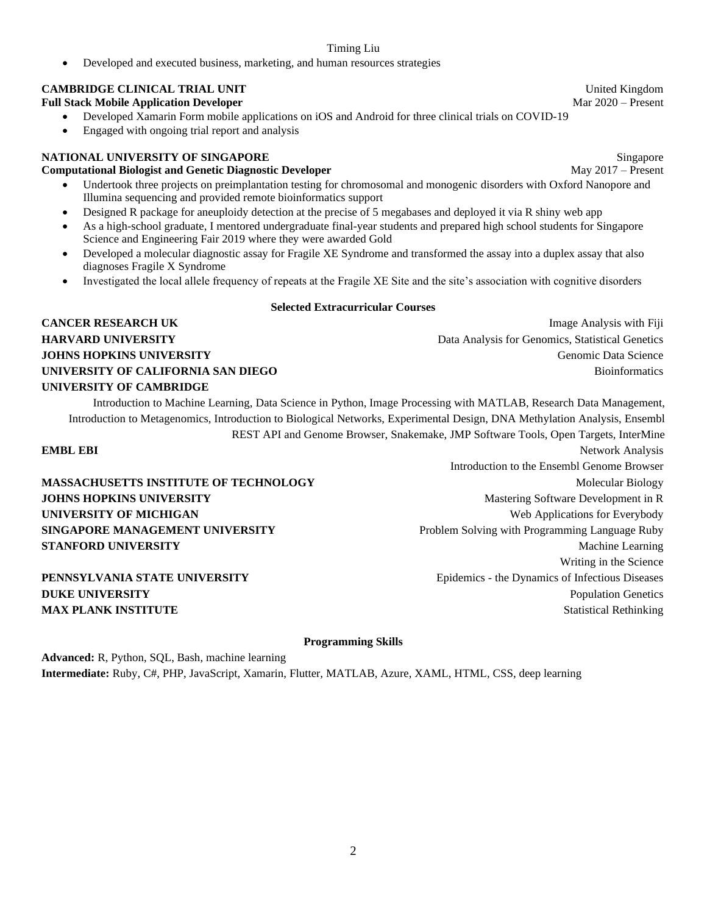- Developed and executed business, marketing, and human resources strategies

**CAMBRIDGE CLINICAL TRIAL UNIT** — United Kingdom
**Full Stack Mobile Application Developer** — Mar 2020 – Present

- Developed Xamarin Form mobile applications on iOS and Android for three clinical trials on COVID-19
- Engaged with ongoing trial report and analysis

**NATIONAL UNIVERSITY OF SINGAPORE** — Singapore
**Computational Biologist and Genetic Diagnostic Developer** — May 2017 – Present

- Undertook three projects on preimplantation testing for chromosomal and monogenic disorders with Oxford Nanopore and Illumina sequencing and provided remote bioinformatics support
- Designed R package for aneuploidy detection at the precise of 5 megabases and deployed it via R shiny web app
- As a high-school graduate, I mentored undergraduate final-year students and prepared high school students for Singapore Science and Engineering Fair 2019 where they were awarded Gold
- Developed a molecular diagnostic assay for Fragile XE Syndrome and transformed the assay into a duplex assay that also diagnoses Fragile X Syndrome
- Investigated the local allele frequency of repeats at the Fragile XE Site and the site's association with cognitive disorders

## Selected Extracurricular Courses

**CANCER RESEARCH UK** — Image Analysis with Fiji
**HARVARD UNIVERSITY** — Data Analysis for Genomics, Statistical Genetics
**JOHNS HOPKINS UNIVERSITY** — Genomic Data Science
**UNIVERSITY OF CALIFORNIA SAN DIEGO** — Bioinformatics
**UNIVERSITY OF CAMBRIDGE** — Introduction to Machine Learning, Data Science in Python, Image Processing with MATLAB, Research Data Management, Introduction to Metagenomics, Introduction to Biological Networks, Experimental Design, DNA Methylation Analysis, Ensembl REST API and Genome Browser, Snakemake, JMP Software Tools, Open Targets, InterMine
**EMBL EBI** — Network Analysis, Introduction to the Ensembl Genome Browser
**MASSACHUSETTS INSTITUTE OF TECHNOLOGY** — Molecular Biology
**JOHNS HOPKINS UNIVERSITY** — Mastering Software Development in R
**UNIVERSITY OF MICHIGAN** — Web Applications for Everybody
**SINGAPORE MANAGEMENT UNIVERSITY** — Problem Solving with Programming Language Ruby
**STANFORD UNIVERSITY** — Machine Learning, Writing in the Science
**PENNSYLVANIA STATE UNIVERSITY** — Epidemics - the Dynamics of Infectious Diseases
**DUKE UNIVERSITY** — Population Genetics
**MAX PLANK INSTITUTE** — Statistical Rethinking

## Programming Skills

**Advanced:** R, Python, SQL, Bash, machine learning
**Intermediate:** Ruby, C#, PHP, JavaScript, Xamarin, Flutter, MATLAB, Azure, XAML, HTML, CSS, deep learning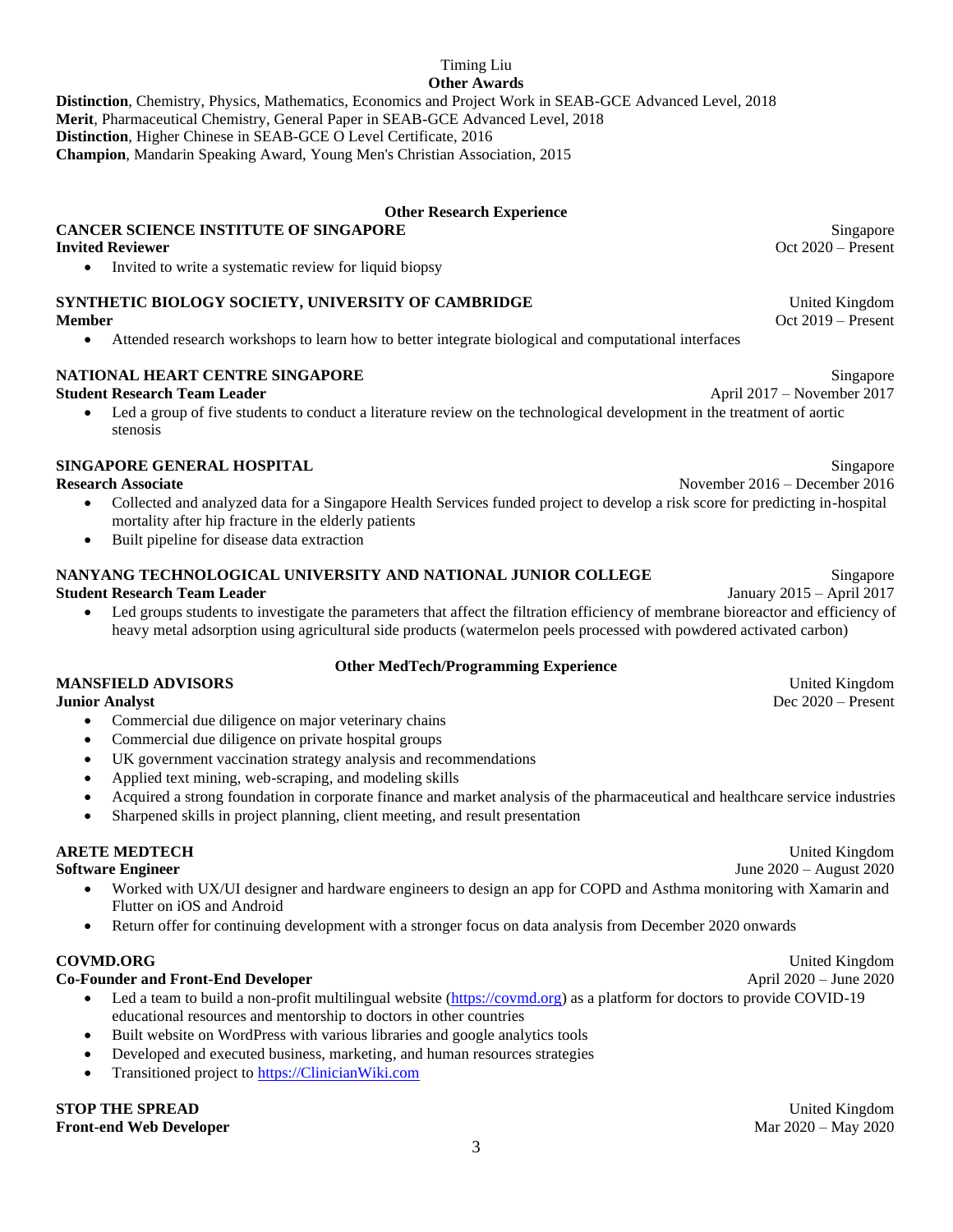Timing Liu

## Other Awards

**Distinction**, Chemistry, Physics, Mathematics, Economics and Project Work in SEAB-GCE Advanced Level, 2018
**Merit**, Pharmaceutical Chemistry, General Paper in SEAB-GCE Advanced Level, 2018
**Distinction**, Higher Chinese in SEAB-GCE O Level Certificate, 2016
**Champion**, Mandarin Speaking Award, Young Men's Christian Association, 2015

## Other Research Experience

**CANCER SCIENCE INSTITUTE OF SINGAPORE** — Singapore
**Invited Reviewer** — Oct 2020 – Present

- Invited to write a systematic review for liquid biopsy

**SYNTHETIC BIOLOGY SOCIETY, UNIVERSITY OF CAMBRIDGE** — United Kingdom
**Member** — Oct 2019 – Present

- Attended research workshops to learn how to better integrate biological and computational interfaces

**NATIONAL HEART CENTRE SINGAPORE** — Singapore
**Student Research Team Leader** — April 2017 – November 2017

- Led a group of five students to conduct a literature review on the technological development in the treatment of aortic stenosis

**SINGAPORE GENERAL HOSPITAL** — Singapore
**Research Associate** — November 2016 – December 2016

- Collected and analyzed data for a Singapore Health Services funded project to develop a risk score for predicting in-hospital mortality after hip fracture in the elderly patients
- Built pipeline for disease data extraction

**NANYANG TECHNOLOGICAL UNIVERSITY AND NATIONAL JUNIOR COLLEGE** — Singapore
**Student Research Team Leader** — January 2015 – April 2017

- Led groups students to investigate the parameters that affect the filtration efficiency of membrane bioreactor and efficiency of heavy metal adsorption using agricultural side products (watermelon peels processed with powdered activated carbon)

## Other MedTech/Programming Experience

**MANSFIELD ADVISORS** — United Kingdom
**Junior Analyst** — Dec 2020 – Present

- Commercial due diligence on major veterinary chains
- Commercial due diligence on private hospital groups
- UK government vaccination strategy analysis and recommendations
- Applied text mining, web-scraping, and modeling skills
- Acquired a strong foundation in corporate finance and market analysis of the pharmaceutical and healthcare service industries
- Sharpened skills in project planning, client meeting, and result presentation

**ARETE MEDTECH** — United Kingdom
**Software Engineer** — June 2020 – August 2020

- Worked with UX/UI designer and hardware engineers to design an app for COPD and Asthma monitoring with Xamarin and Flutter on iOS and Android
- Return offer for continuing development with a stronger focus on data analysis from December 2020 onwards

**COVMD.ORG** — United Kingdom
**Co-Founder and Front-End Developer** — April 2020 – June 2020

- Led a team to build a non-profit multilingual website (https://covmd.org) as a platform for doctors to provide COVID-19 educational resources and mentorship to doctors in other countries
- Built website on WordPress with various libraries and google analytics tools
- Developed and executed business, marketing, and human resources strategies
- Transitioned project to https://ClinicianWiki.com

**STOP THE SPREAD** — United Kingdom
**Front-end Web Developer** — Mar 2020 – May 2020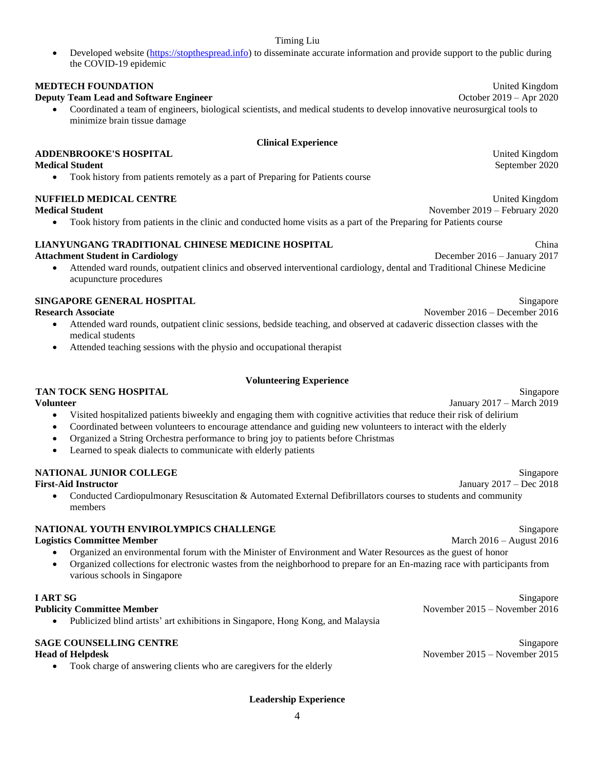- Developed website (https://stopthespread.info) to disseminate accurate information and provide support to the public during the COVID-19 epidemic

**MEDTECH FOUNDATION** — United Kingdom
**Deputy Team Lead and Software Engineer** — October 2019 – Apr 2020

- Coordinated a team of engineers, biological scientists, and medical students to develop innovative neurosurgical tools to minimize brain tissue damage

## Clinical Experience

**ADDENBROOKE'S HOSPITAL** — United Kingdom
**Medical Student** — September 2020

- Took history from patients remotely as a part of Preparing for Patients course

**NUFFIELD MEDICAL CENTRE** — United Kingdom
**Medical Student** — November 2019 – February 2020

- Took history from patients in the clinic and conducted home visits as a part of the Preparing for Patients course

**LIANYUNGANG TRADITIONAL CHINESE MEDICINE HOSPITAL** — China
**Attachment Student in Cardiology** — December 2016 – January 2017

- Attended ward rounds, outpatient clinics and observed interventional cardiology, dental and Traditional Chinese Medicine acupuncture procedures

**SINGAPORE GENERAL HOSPITAL** — Singapore
**Research Associate** — November 2016 – December 2016

- Attended ward rounds, outpatient clinic sessions, bedside teaching, and observed at cadaveric dissection classes with the medical students
- Attended teaching sessions with the physio and occupational therapist

## Volunteering Experience

**TAN TOCK SENG HOSPITAL** — Singapore
**Volunteer** — January 2017 – March 2019

- Visited hospitalized patients biweekly and engaging them with cognitive activities that reduce their risk of delirium
- Coordinated between volunteers to encourage attendance and guiding new volunteers to interact with the elderly
- Organized a String Orchestra performance to bring joy to patients before Christmas
- Learned to speak dialects to communicate with elderly patients

**NATIONAL JUNIOR COLLEGE** — Singapore
**First-Aid Instructor** — January 2017 – Dec 2018

- Conducted Cardiopulmonary Resuscitation & Automated External Defibrillators courses to students and community members

**NATIONAL YOUTH ENVIROLYMPICS CHALLENGE** — Singapore
**Logistics Committee Member** — March 2016 – August 2016

- Organized an environmental forum with the Minister of Environment and Water Resources as the guest of honor
- Organized collections for electronic wastes from the neighborhood to prepare for an En-mazing race with participants from various schools in Singapore

**I ART SG** — Singapore
**Publicity Committee Member** — November 2015 – November 2016

- Publicized blind artists' art exhibitions in Singapore, Hong Kong, and Malaysia

**SAGE COUNSELLING CENTRE** — Singapore
**Head of Helpdesk** — November 2015 – November 2015

- Took charge of answering clients who are caregivers for the elderly

## Leadership Experience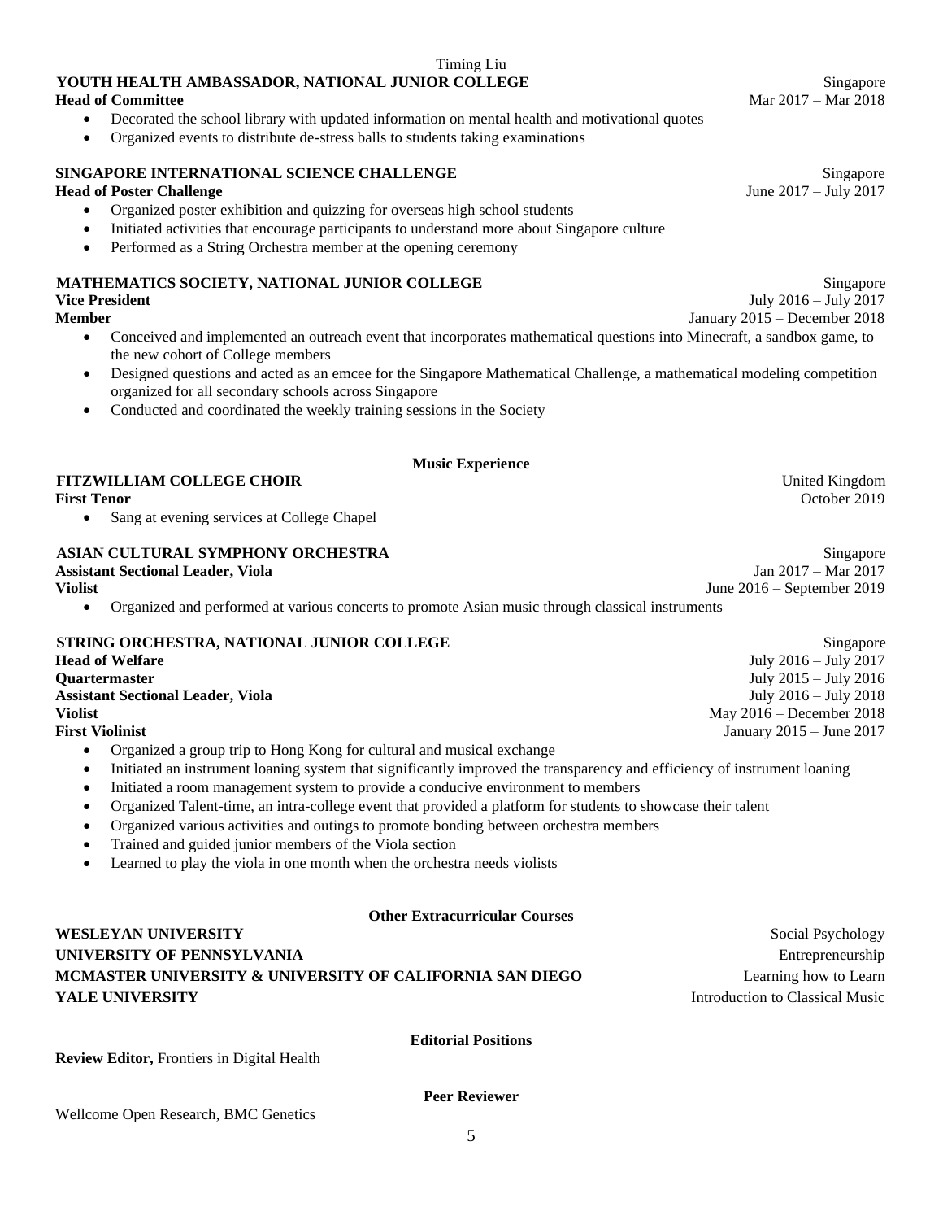**YOUTH HEALTH AMBASSADOR, NATIONAL JUNIOR COLLEGE** Singapore
**Head of Committee** Mar 2017 – Mar 2018

- Decorated the school library with updated information on mental health and motivational quotes
- Organized events to distribute de-stress balls to students taking examinations

**SINGAPORE INTERNATIONAL SCIENCE CHALLENGE** Singapore
**Head of Poster Challenge** June 2017 – July 2017

- Organized poster exhibition and quizzing for overseas high school students
- Initiated activities that encourage participants to understand more about Singapore culture
- Performed as a String Orchestra member at the opening ceremony

**MATHEMATICS SOCIETY, NATIONAL JUNIOR COLLEGE** Singapore
**Vice President** July 2016 – July 2017
**Member** January 2015 – December 2018

- Conceived and implemented an outreach event that incorporates mathematical questions into Minecraft, a sandbox game, to the new cohort of College members
- Designed questions and acted as an emcee for the Singapore Mathematical Challenge, a mathematical modeling competition organized for all secondary schools across Singapore
- Conducted and coordinated the weekly training sessions in the Society

## Music Experience

**FITZWILLIAM COLLEGE CHOIR** United Kingdom
**First Tenor** October 2019

- Sang at evening services at College Chapel

**ASIAN CULTURAL SYMPHONY ORCHESTRA** Singapore
**Assistant Sectional Leader, Viola** Jan 2017 – Mar 2017
**Violist** June 2016 – September 2019

- Organized and performed at various concerts to promote Asian music through classical instruments

**STRING ORCHESTRA, NATIONAL JUNIOR COLLEGE** Singapore
**Head of Welfare** July 2016 – July 2017
**Quartermaster** July 2015 – July 2016
**Assistant Sectional Leader, Viola** July 2016 – July 2018
**Violist** May 2016 – December 2018
**First Violinist** January 2015 – June 2017

- Organized a group trip to Hong Kong for cultural and musical exchange
- Initiated an instrument loaning system that significantly improved the transparency and efficiency of instrument loaning
- Initiated a room management system to provide a conducive environment to members
- Organized Talent-time, an intra-college event that provided a platform for students to showcase their talent
- Organized various activities and outings to promote bonding between orchestra members
- Trained and guided junior members of the Viola section
- Learned to play the viola in one month when the orchestra needs violists

## Other Extracurricular Courses

**WESLEYAN UNIVERSITY** Social Psychology
**UNIVERSITY OF PENNSYLVANIA** Entrepreneurship
**MCMASTER UNIVERSITY & UNIVERSITY OF CALIFORNIA SAN DIEGO** Learning how to Learn
**YALE UNIVERSITY** Introduction to Classical Music

## Editorial Positions

**Review Editor,** Frontiers in Digital Health

## Peer Reviewer

Wellcome Open Research, BMC Genetics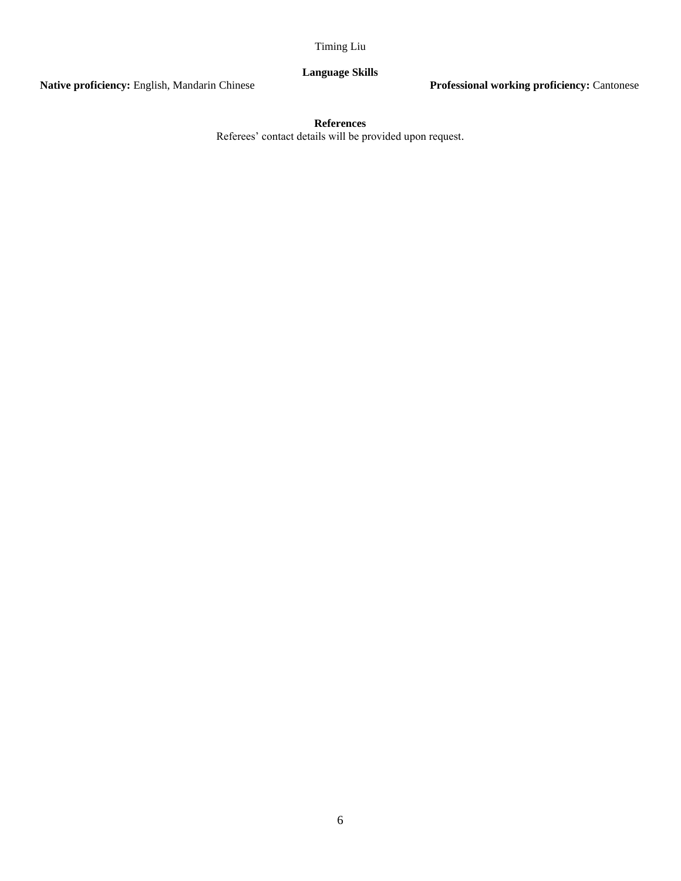## Language Skills

**Native proficiency:** English, Mandarin Chinese

**Professional working proficiency:** Cantonese

## References

Referees' contact details will be provided upon request.